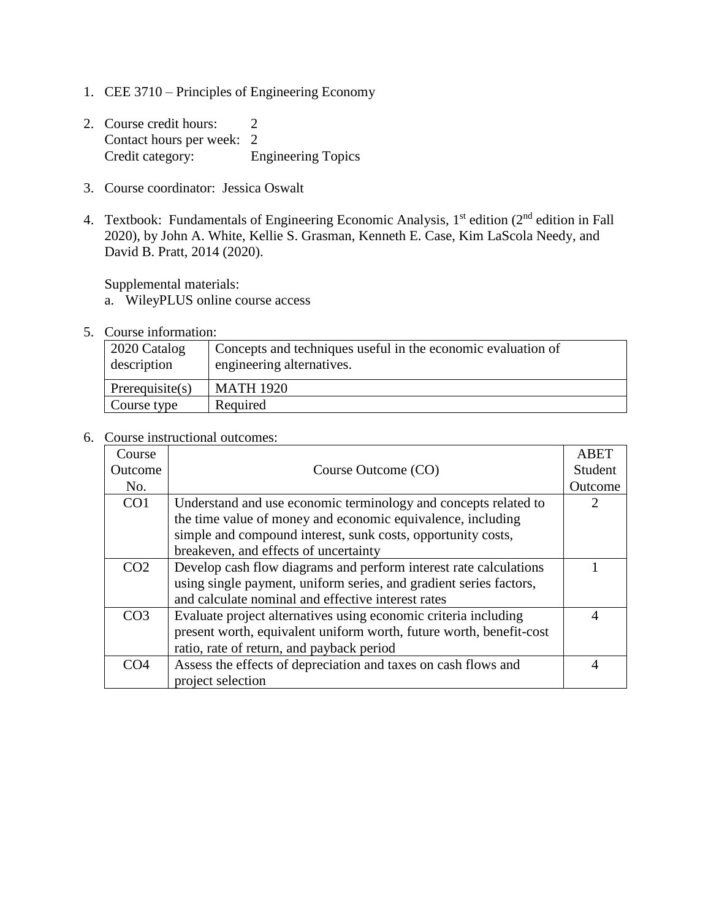1. CEE 3710 – Principles of Engineering Economy

2. Course credit hours: 2
   Contact hours per week: 2
   Credit category: Engineering Topics

3. Course coordinator: Jessica Oswalt

4. Textbook: Fundamentals of Engineering Economic Analysis, 1st edition (2nd edition in Fall 2020), by John A. White, Kellie S. Grasman, Kenneth E. Case, Kim LaScola Needy, and David B. Pratt, 2014 (2020).

   Supplemental materials:
   a. WileyPLUS online course access

5. Course information:

| 2020 Catalog description | Concepts and techniques useful in the economic evaluation of engineering alternatives. |
|---|---|
| Prerequisite(s) | MATH 1920 |
| Course type | Required |

6. Course instructional outcomes:

| Course Outcome No. | Course Outcome (CO) | ABET Student Outcome |
|---|---|---|
| CO1 | Understand and use economic terminology and concepts related to the time value of money and economic equivalence, including simple and compound interest, sunk costs, opportunity costs, breakeven, and effects of uncertainty | 2 |
| CO2 | Develop cash flow diagrams and perform interest rate calculations using single payment, uniform series, and gradient series factors, and calculate nominal and effective interest rates | 1 |
| CO3 | Evaluate project alternatives using economic criteria including present worth, equivalent uniform worth, future worth, benefit-cost ratio, rate of return, and payback period | 4 |
| CO4 | Assess the effects of depreciation and taxes on cash flows and project selection | 4 |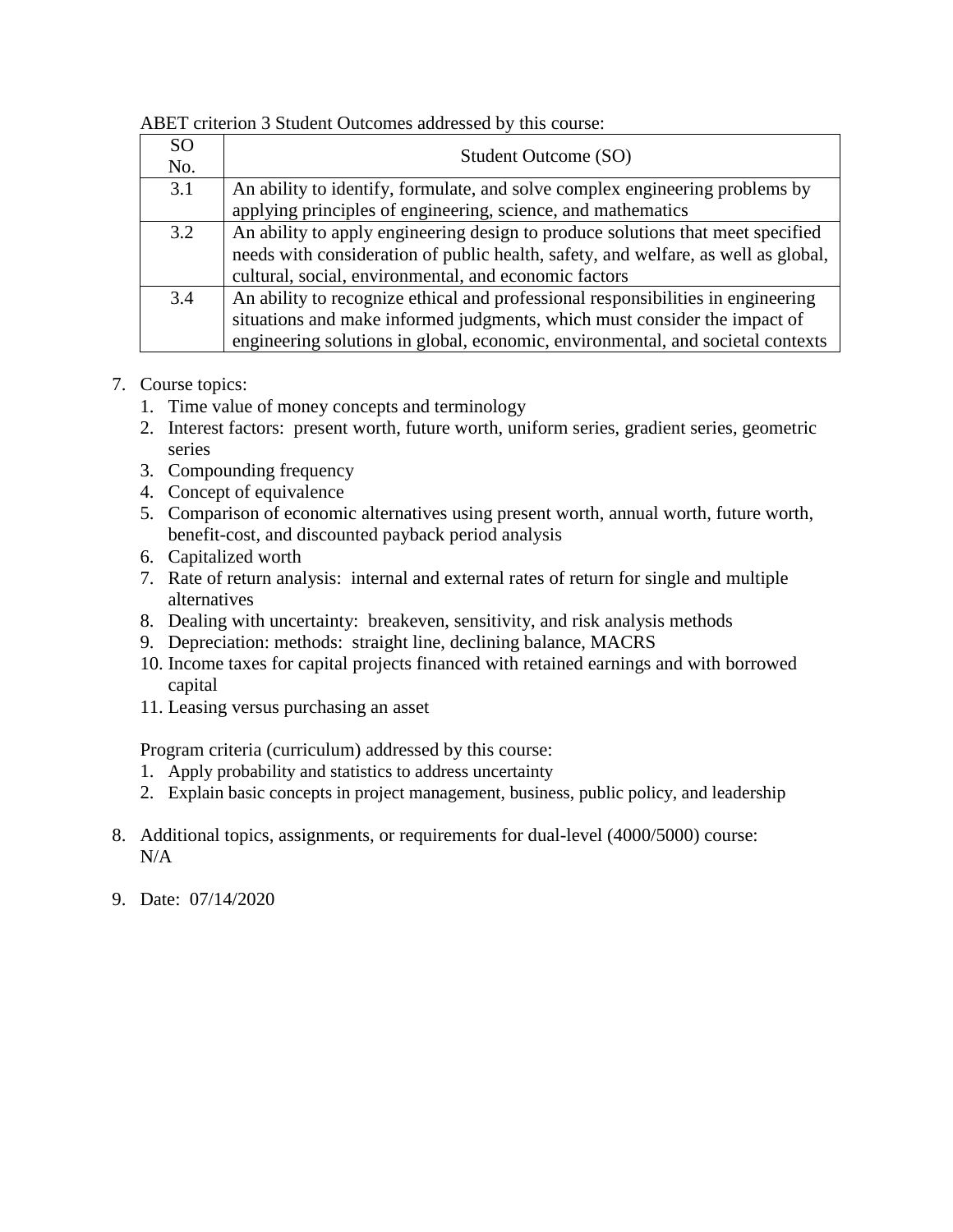ABET criterion 3 Student Outcomes addressed by this course:

| SO No. | Student Outcome (SO) |
| --- | --- |
| 3.1 | An ability to identify, formulate, and solve complex engineering problems by applying principles of engineering, science, and mathematics |
| 3.2 | An ability to apply engineering design to produce solutions that meet specified needs with consideration of public health, safety, and welfare, as well as global, cultural, social, environmental, and economic factors |
| 3.4 | An ability to recognize ethical and professional responsibilities in engineering situations and make informed judgments, which must consider the impact of engineering solutions in global, economic, environmental, and societal contexts |

7. Course topics:
   1. Time value of money concepts and terminology
   2. Interest factors: present worth, future worth, uniform series, gradient series, geometric series
   3. Compounding frequency
   4. Concept of equivalence
   5. Comparison of economic alternatives using present worth, annual worth, future worth, benefit-cost, and discounted payback period analysis
   6. Capitalized worth
   7. Rate of return analysis: internal and external rates of return for single and multiple alternatives
   8. Dealing with uncertainty: breakeven, sensitivity, and risk analysis methods
   9. Depreciation: methods: straight line, declining balance, MACRS
   10. Income taxes for capital projects financed with retained earnings and with borrowed capital
   11. Leasing versus purchasing an asset

   Program criteria (curriculum) addressed by this course:
   1. Apply probability and statistics to address uncertainty
   2. Explain basic concepts in project management, business, public policy, and leadership

8. Additional topics, assignments, or requirements for dual-level (4000/5000) course: N/A

9. Date: 07/14/2020